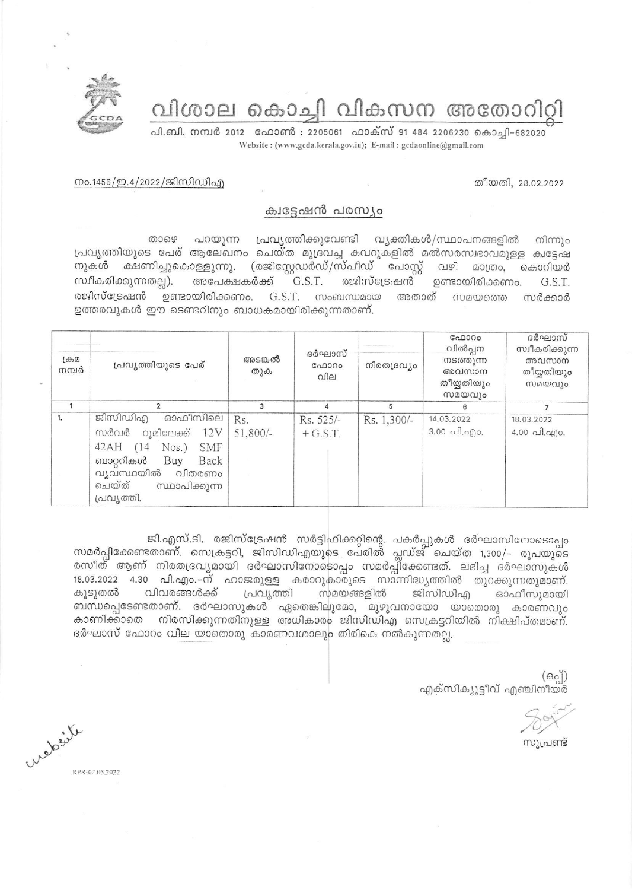# വിശാല കൊച്ചി വികസന അതോറിറ്റി

പി.ബി. നമ്പർ 2012 ഫോൺ : 2205061 ഫാക്സ് 91 484 2206230 കൊച്ചി-682020
Website : (www.gcda.kerala.gov.in); E-mail : gcdaonline@gmail.com

നം.1456/ഇ.4/2022/ജിസിഡിഎ

തീയതി, 28.02.2022

## ക്വട്ടേഷൻ പരസ്യം

താഴെ പറയുന്ന പ്രവൃത്തിക്കുവേണ്ടി വ്യക്തികൾ/സ്ഥാപനങ്ങളിൽ നിന്നും പ്രവൃത്തിയുടെ പേര് ആലേഖനം ചെയ്ത മുദ്രവച്ച കവറുകളിൽ മൽസരസ്വഭാവമുള്ള ക്വട്ടേഷനുകൾ ക്ഷണിച്ചുകൊള്ളുന്നു. (രജിസ്റ്റേഡർഡ്/സ്പീഡ് പോസ്റ്റ് വഴി മാത്രം, കൊറിയർ സ്വീകരിക്കുന്നതല്ല). അപേക്ഷകർക്ക് G.S.T. രജിസ്ട്രേഷൻ ഉണ്ടായിരിക്കണം. G.S.T. രജിസ്ട്രേഷൻ ഉണ്ടായിരിക്കണം. G.S.T. സംബന്ധമായ അതാത് സമയത്തെ സർക്കാർ ഉത്തരവുകൾ ഈ ടെണ്ടറിനും ബാധകമായിരിക്കുന്നതാണ്.

| ക്രമ നമ്പർ | പ്രവൃത്തിയുടെ പേര് | അടങ്കൽ തുക | ദർഘാസ് ഫോറം വില | നിരതദ്രവ്യം | ഫോറം വിൽപ്പന നടത്തുന്ന അവസാന തീയ്യതിയും സമയവും | ദർഘാസ് സ്വീകരിക്കുന്ന അവസാന തീയ്യതിയും സമയവും |
|---|---|---|---|---|---|---|
| 1 | 2 | 3 | 4 | 5 | 6 | 7 |
| 1. | ജിസിഡിഎ ഓഫീസിലെ സർവർ റൂമിലേക്ക് 12V 42AH (14 Nos.) SMF ബാറ്ററികൾ Buy Back വ്യവസ്ഥയിൽ വിതരണം ചെയ്ത് സ്ഥാപിക്കുന്ന പ്രവൃത്തി. | Rs. 51,800/- | Rs. 525/- + G.S.T. | Rs. 1,300/- | 14.03.2022 3.00 പി.എം. | 18.03.2022 4.00 പി.എം. |

ജി.എസ്.ടി. രജിസ്ട്രേഷൻ സർട്ടിഫിക്കറ്റിന്റെ പകർപ്പുകൾ ദർഘാസിനോടൊപ്പം സമർപ്പിക്കേണ്ടതാണ്. സെക്രട്ടറി, ജിസിഡിഎയുടെ പേരിൽ പ്ലഡ്ജ് ചെയ്ത 1,300/- രൂപയുടെ രസീത് ആണ് നിരതദ്രവ്യമായി ദർഘാസിനോടൊപ്പം സമർപ്പിക്കേണ്ടത്. ലഭിച്ച ദർഘാസുകൾ 18.03.2022 4.30 പി.എം.-ന് ഹാജരുള്ള കരാറുകാരുടെ സാന്നിദ്ധ്യത്തിൽ തുറക്കുന്നതുമാണ്. കൂടുതൽ വിവരങ്ങൾക്ക് പ്രവൃത്തി സമയങ്ങളിൽ ജിസിഡിഎ ഓഫീസുമായി ബന്ധപ്പെടേണ്ടതാണ്. ദർഘാസുകൾ ഏതെങ്കിലുമോ, മുഴുവനായോ യാതൊരു കാരണവും കാണിക്കാതെ നിരസിക്കുന്നതിനുള്ള അധികാരം ജിസിഡിഎ സെക്രട്ടറിയിൽ നിക്ഷിപ്തമാണ്. ദർഘാസ് ഫോറം വില യാതൊരു കാരണവശാലും തിരികെ നൽകുന്നതല്ല.

(ഒപ്പ്)
എക്സിക്യൂട്ടീവ് എഞ്ചിനീയർ

സൂപ്രണ്ട്

website

RPR-02.03.2022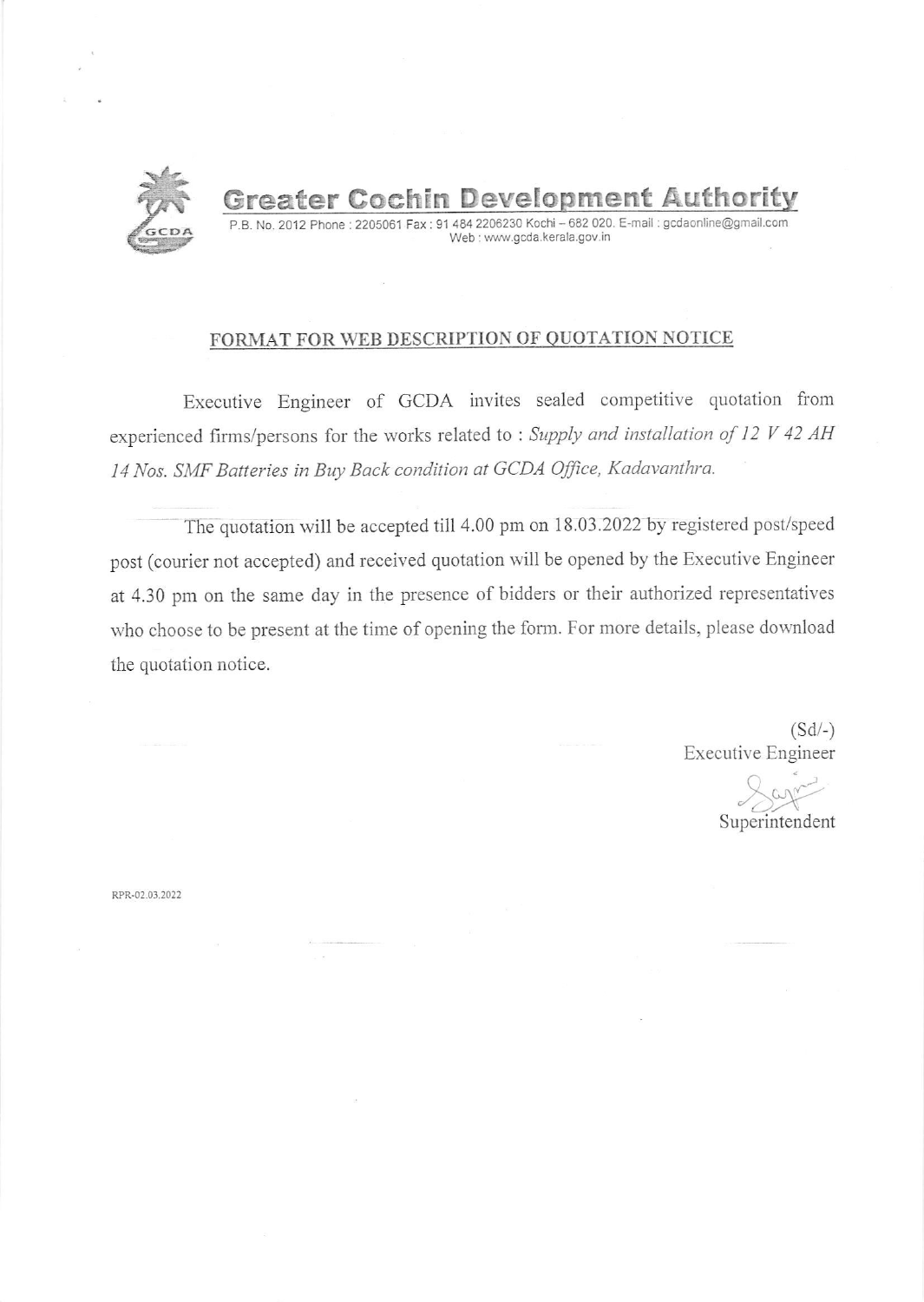# Greater Cochin Development Authority

P.B. No. 2012 Phone : 2205061 Fax : 91 484 2206230 Kochi – 682 020. E-mail : gcdaonline@gmail.com
Web : www.gcda.kerala.gov.in

## FORMAT FOR WEB DESCRIPTION OF QUOTATION NOTICE

Executive Engineer of GCDA invites sealed competitive quotation from experienced firms/persons for the works related to : *Supply and installation of 12 V 42 AH 14 Nos. SMF Batteries in Buy Back condition at GCDA Office, Kadavanthra.*

The quotation will be accepted till 4.00 pm on 18.03.2022 by registered post/speed post (courier not accepted) and received quotation will be opened by the Executive Engineer at 4.30 pm on the same day in the presence of bidders or their authorized representatives who choose to be present at the time of opening the form. For more details, please download the quotation notice.

(Sd/-)
Executive Engineer

Superintendent

RPR-02.03.2022